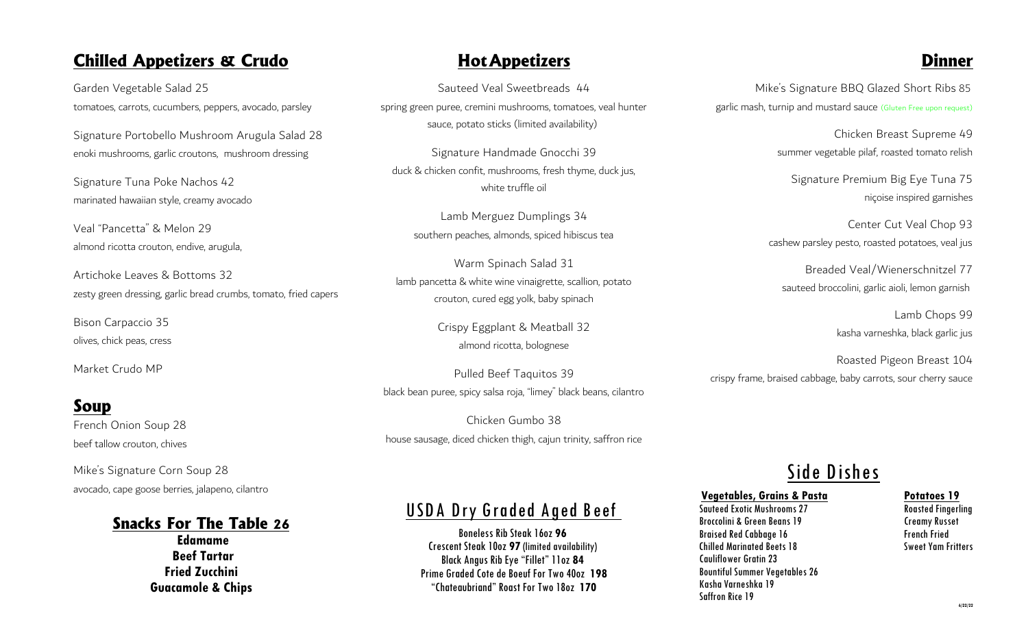## Chilled Appetizers & Crudo

Garden Vegetable Salad 25
tomatoes, carrots, cucumbers, peppers, avocado, parsley

Signature Portobello Mushroom Arugula Salad 28
enoki mushrooms, garlic croutons, mushroom dressing

Signature Tuna Poke Nachos 42
marinated hawaiian style, creamy avocado

Veal "Pancetta" & Melon 29
almond ricotta crouton, endive, arugula,

Artichoke Leaves & Bottoms 32
zesty green dressing, garlic bread crumbs, tomato, fried capers

Bison Carpaccio 35
olives, chick peas, cress

Market Crudo MP

## Soup

French Onion Soup 28
beef tallow crouton, chives

Mike's Signature Corn Soup 28
avocado, cape goose berries, jalapeno, cilantro

## Snacks For The Table 26

**Edamame**
**Beef Tartar**
**Fried Zucchini**
**Guacamole & Chips**

## Hot Appetizers

Sauteed Veal Sweetbreads 44
spring green puree, cremini mushrooms, tomatoes, veal hunter sauce, potato sticks (limited availability)

Signature Handmade Gnocchi 39
duck & chicken confit, mushrooms, fresh thyme, duck jus, white truffle oil

Lamb Merguez Dumplings 34
southern peaches, almonds, spiced hibiscus tea

Warm Spinach Salad 31
lamb pancetta & white wine vinaigrette, scallion, potato crouton, cured egg yolk, baby spinach

Crispy Eggplant & Meatball 32
almond ricotta, bolognese

Pulled Beef Taquitos 39
black bean puree, spicy salsa roja, "limey" black beans, cilantro

Chicken Gumbo 38
house sausage, diced chicken thigh, cajun trinity, saffron rice

## USDA Dry Graded Aged Beef

Boneless Rib Steak 16oz **96**
Crescent Steak 10oz **97** (limited availability)
Black Angus Rib Eye "Fillet" 11oz **84**
Prime Graded Cote de Boeuf For Two 40oz **198**
"Chateaubriand" Roast For Two 18oz **170**

## Dinner

Mike's Signature BBQ Glazed Short Ribs 85
garlic mash, turnip and mustard sauce (Gluten Free upon request)

Chicken Breast Supreme 49
summer vegetable pilaf, roasted tomato relish

Signature Premium Big Eye Tuna 75
niçoise inspired garnishes

Center Cut Veal Chop 93
cashew parsley pesto, roasted potatoes, veal jus

Breaded Veal/Wienerschnitzel 77
sauteed broccolini, garlic aioli, lemon garnish

Lamb Chops 99
kasha varneshka, black garlic jus

Roasted Pigeon Breast 104
crispy frame, braised cabbage, baby carrots, sour cherry sauce

## Side Dishes

### Vegetables, Grains & Pasta

Sauteed Exotic Mushrooms 27
Broccolini & Green Beans 19
Braised Red Cabbage 16
Chilled Marinated Beets 18
Cauliflower Gratin 23
Bountiful Summer Vegetables 26
Kasha Varneshka 19
Saffron Rice 19

### Potatoes 19

Roasted Fingerling
Creamy Russet
French Fried
Sweet Yam Fritters

6/22/22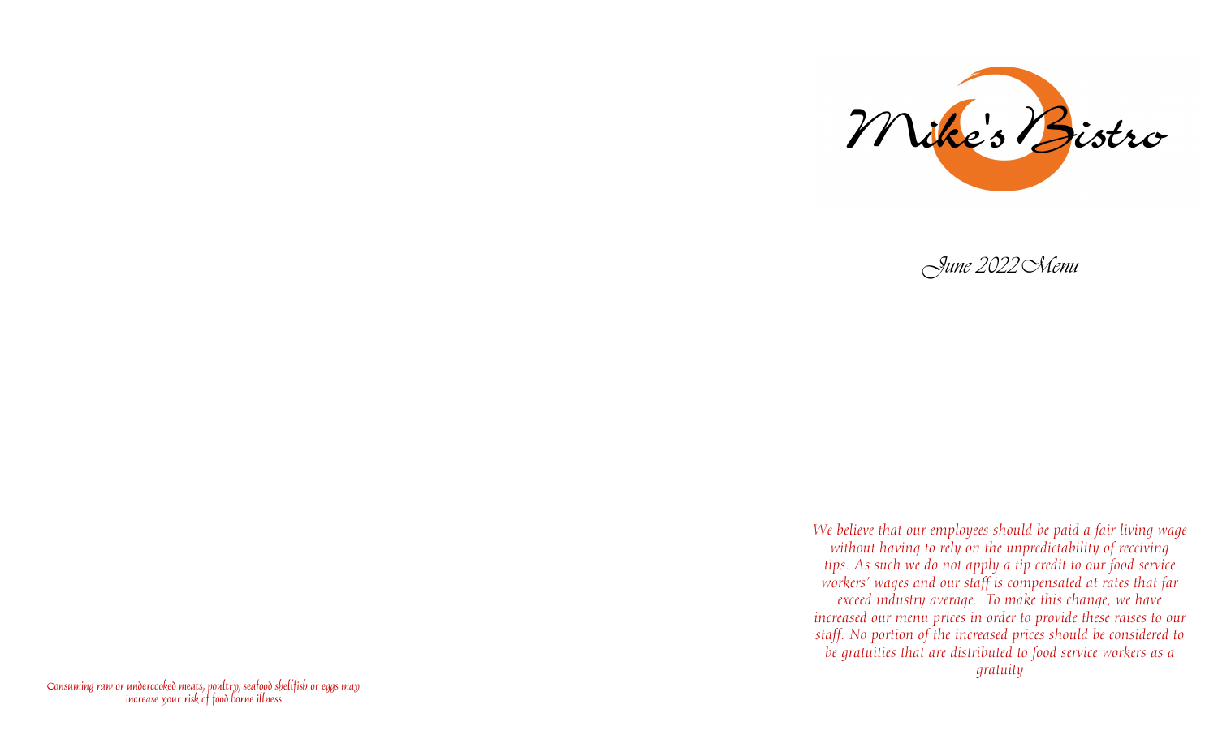# Mike's Bistro

*June 2022 Menu*

*We believe that our employees should be paid a fair living wage without having to rely on the unpredictability of receiving tips. As such we do not apply a tip credit to our food service workers' wages and our staff is compensated at rates that far exceed industry average. To make this change, we have increased our menu prices in order to provide these raises to our staff. No portion of the increased prices should be considered to be gratuities that are distributed to food service workers as a gratuity*

Consuming raw or undercooked meats, poultry, seafood shellfish or eggs may increase your risk of food borne illness